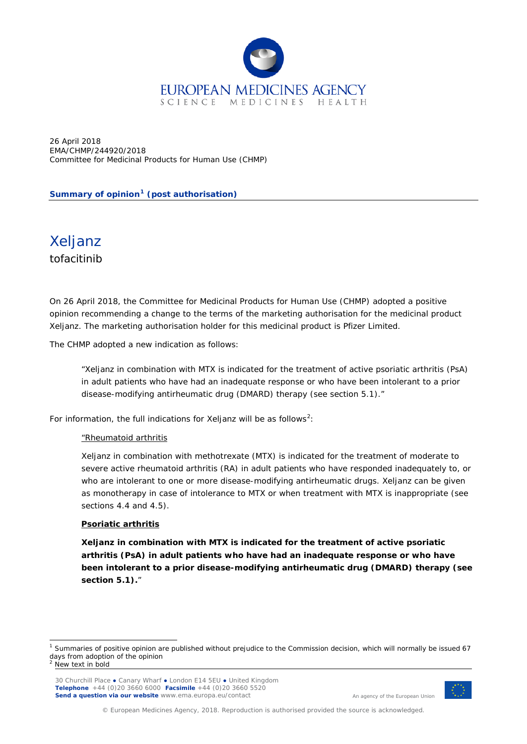EUROPEAN MEDICINES AGENCY
SCIENCE MEDICINES HEALTH

26 April 2018
EMA/CHMP/244920/2018
Committee for Medicinal Products for Human Use (CHMP)

**Summary of opinion[1] (post authorisation)**

# Xeljanz

tofacitinib

On 26 April 2018, the Committee for Medicinal Products for Human Use (CHMP) adopted a positive opinion recommending a change to the terms of the marketing authorisation for the medicinal product Xeljanz. The marketing authorisation holder for this medicinal product is Pfizer Limited.

The CHMP adopted a new indication as follows:

> "Xeljanz in combination with MTX is indicated for the treatment of active psoriatic arthritis (PsA) in adult patients who have had an inadequate response or who have been intolerant to a prior disease-modifying antirheumatic drug (DMARD) therapy (see section 5.1)."

For information, the full indications for Xeljanz will be as follows[2]:

> "Rheumatoid arthritis
>
> Xeljanz in combination with methotrexate (MTX) is indicated for the treatment of moderate to severe active rheumatoid arthritis (RA) in adult patients who have responded inadequately to, or who are intolerant to one or more disease-modifying antirheumatic drugs. Xeljanz can be given as monotherapy in case of intolerance to MTX or when treatment with MTX is inappropriate (see sections 4.4 and 4.5).
>
> **Psoriatic arthritis**
>
> **Xeljanz in combination with MTX is indicated for the treatment of active psoriatic arthritis (PsA) in adult patients who have had an inadequate response or who have been intolerant to a prior disease-modifying antirheumatic drug (DMARD) therapy (see section 5.1).**"

[1] Summaries of positive opinion are published without prejudice to the Commission decision, which will normally be issued 67 days from adoption of the opinion
[2] New text in bold

30 Churchill Place ● Canary Wharf ● London E14 5EU ● United Kingdom
**Telephone** +44 (0)20 3660 6000 **Facsimile** +44 (0)20 3660 5520
**Send a question via our website** www.ema.europa.eu/contact

An agency of the European Union

© European Medicines Agency, 2018. Reproduction is authorised provided the source is acknowledged.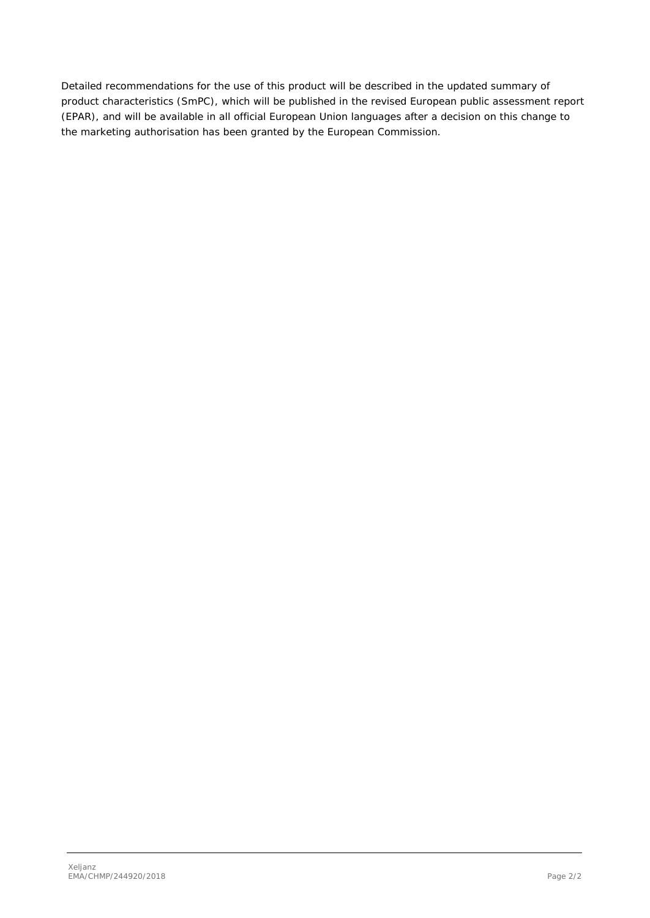Detailed recommendations for the use of this product will be described in the updated summary of product characteristics (SmPC), which will be published in the revised European public assessment report (EPAR), and will be available in all official European Union languages after a decision on this change to the marketing authorisation has been granted by the European Commission.